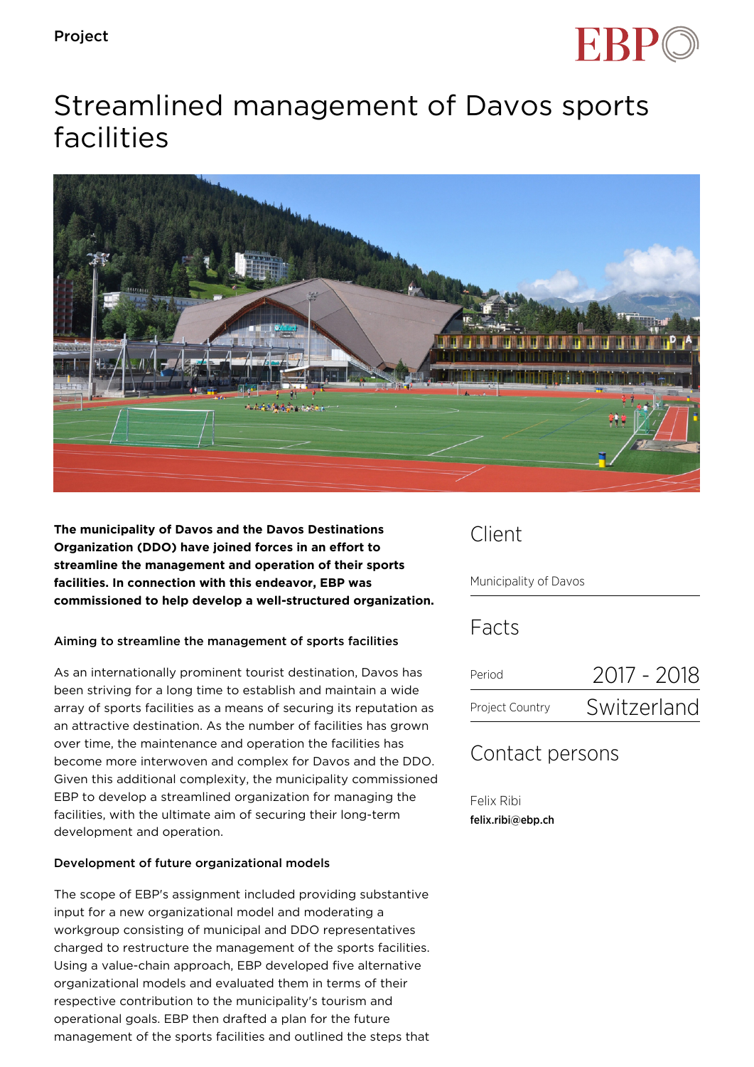Project

# Streamlined management of Davos sports facilities

**The municipality of Davos and the Davos Destinations Organization (DDO) have joined forces in an effort to streamline the management and operation of their sports facilities. In connection with this endeavor, EBP was commissioned to help develop a well-structured organization.**

### Aiming to streamline the management of sports facilities

As an internationally prominent tourist destination, Davos has been striving for a long time to establish and maintain a wide array of sports facilities as a means of securing its reputation as an attractive destination. As the number of facilities has grown over time, the maintenance and operation the facilities has become more interwoven and complex for Davos and the DDO. Given this additional complexity, the municipality commissioned EBP to develop a streamlined organization for managing the facilities, with the ultimate aim of securing their long-term development and operation.

### Development of future organizational models

The scope of EBP's assignment included providing substantive input for a new organizational model and moderating a workgroup consisting of municipal and DDO representatives charged to restructure the management of the sports facilities. Using a value-chain approach, EBP developed five alternative organizational models and evaluated them in terms of their respective contribution to the municipality's tourism and operational goals. EBP then drafted a plan for the future management of the sports facilities and outlined the steps that

## Client

Municipality of Davos

## Facts

| | |
|---|---|
| Period | 2017 - 2018 |
| Project Country | Switzerland |

## Contact persons

Felix Ribi
**felix.ribi@ebp.ch**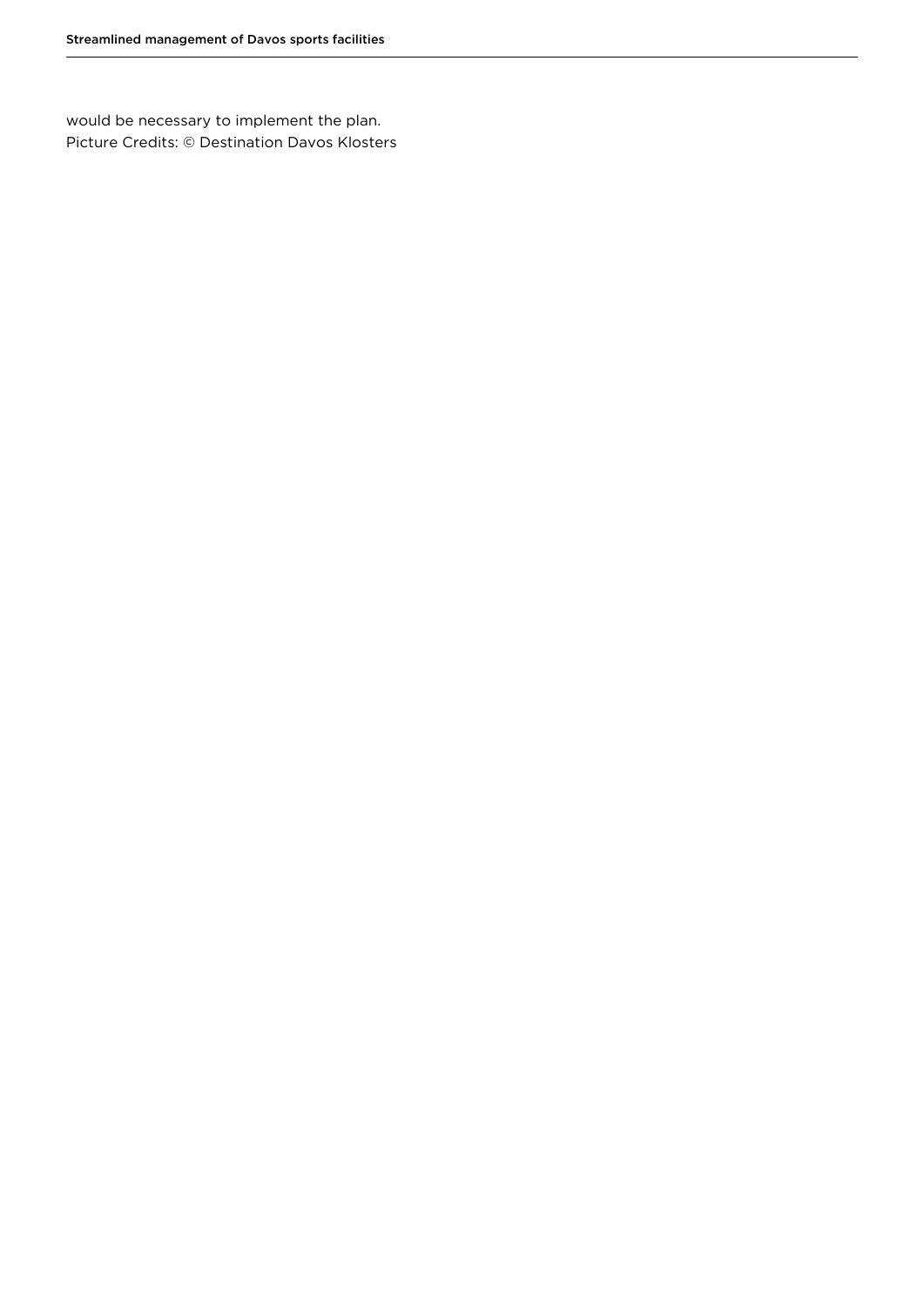would be necessary to implement the plan.
Picture Credits: © Destination Davos Klosters